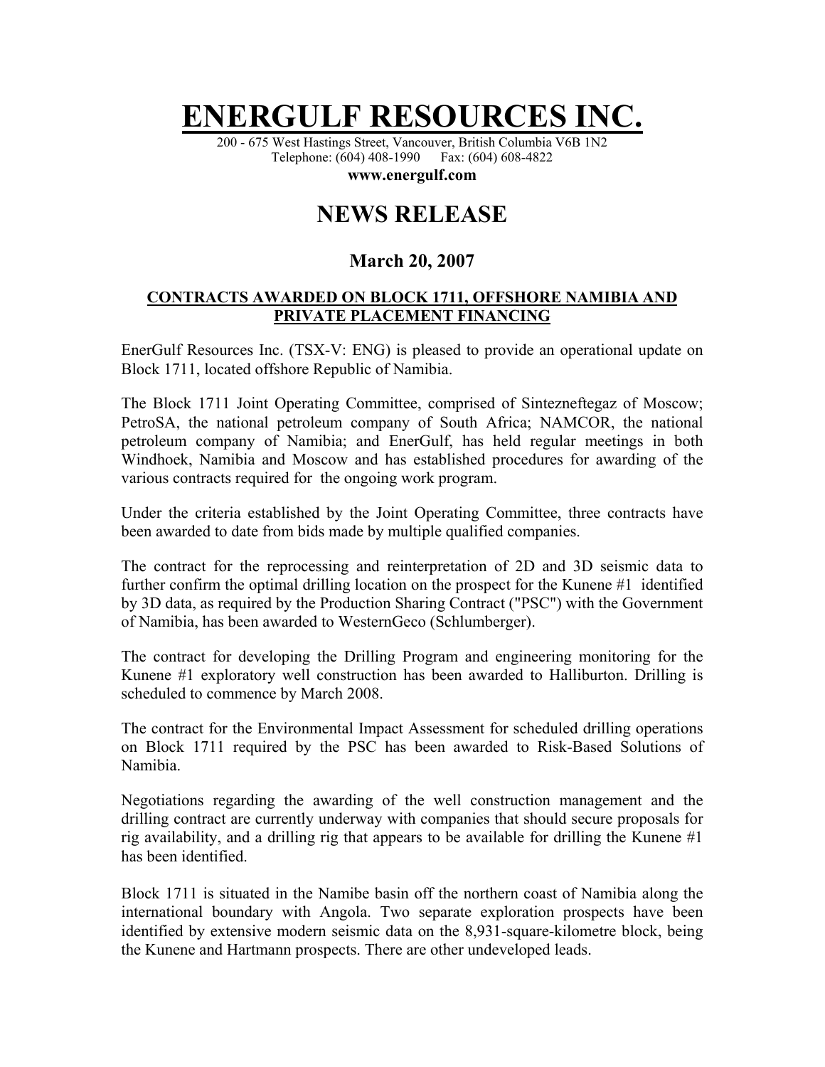# ENERGULF RESOURCES INC.

200 - 675 West Hastings Street, Vancouver, British Columbia V6B 1N2
Telephone: (604) 408-1990 Fax: (604) 608-4822
**www.energulf.com**

## NEWS RELEASE

### March 20, 2007

**CONTRACTS AWARDED ON BLOCK 1711, OFFSHORE NAMIBIA AND PRIVATE PLACEMENT FINANCING**

EnerGulf Resources Inc. (TSX-V: ENG) is pleased to provide an operational update on Block 1711, located offshore Republic of Namibia.

The Block 1711 Joint Operating Committee, comprised of Sintezneftegaz of Moscow; PetroSA, the national petroleum company of South Africa; NAMCOR, the national petroleum company of Namibia; and EnerGulf, has held regular meetings in both Windhoek, Namibia and Moscow and has established procedures for awarding of the various contracts required for the ongoing work program.

Under the criteria established by the Joint Operating Committee, three contracts have been awarded to date from bids made by multiple qualified companies.

The contract for the reprocessing and reinterpretation of 2D and 3D seismic data to further confirm the optimal drilling location on the prospect for the Kunene #1 identified by 3D data, as required by the Production Sharing Contract ("PSC") with the Government of Namibia, has been awarded to WesternGeco (Schlumberger).

The contract for developing the Drilling Program and engineering monitoring for the Kunene #1 exploratory well construction has been awarded to Halliburton. Drilling is scheduled to commence by March 2008.

The contract for the Environmental Impact Assessment for scheduled drilling operations on Block 1711 required by the PSC has been awarded to Risk-Based Solutions of Namibia.

Negotiations regarding the awarding of the well construction management and the drilling contract are currently underway with companies that should secure proposals for rig availability, and a drilling rig that appears to be available for drilling the Kunene #1 has been identified.

Block 1711 is situated in the Namibe basin off the northern coast of Namibia along the international boundary with Angola. Two separate exploration prospects have been identified by extensive modern seismic data on the 8,931-square-kilometre block, being the Kunene and Hartmann prospects. There are other undeveloped leads.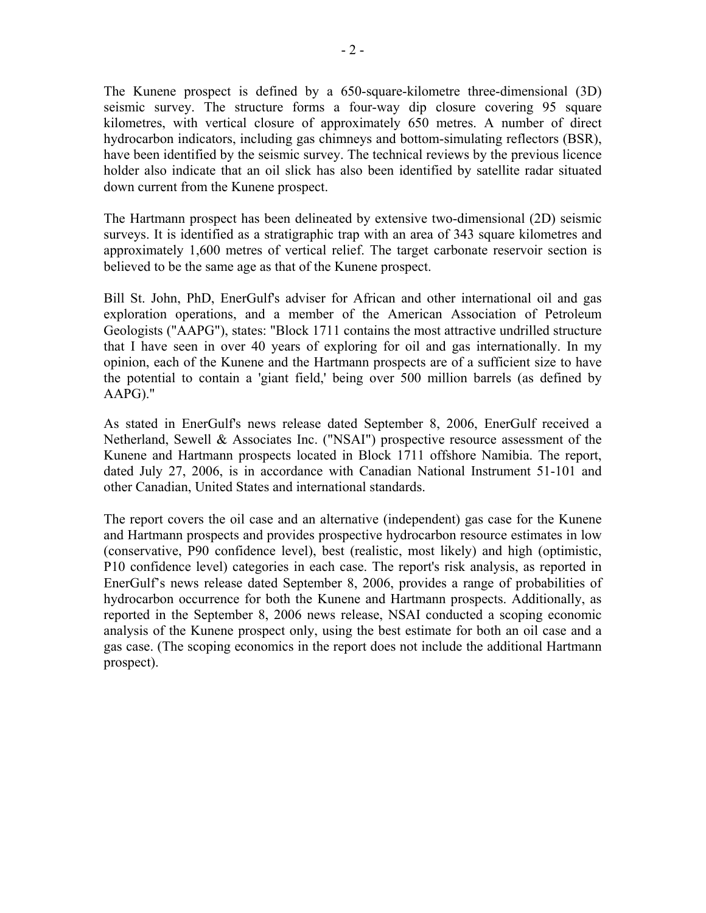The Kunene prospect is defined by a 650-square-kilometre three-dimensional (3D) seismic survey. The structure forms a four-way dip closure covering 95 square kilometres, with vertical closure of approximately 650 metres. A number of direct hydrocarbon indicators, including gas chimneys and bottom-simulating reflectors (BSR), have been identified by the seismic survey. The technical reviews by the previous licence holder also indicate that an oil slick has also been identified by satellite radar situated down current from the Kunene prospect.

The Hartmann prospect has been delineated by extensive two-dimensional (2D) seismic surveys. It is identified as a stratigraphic trap with an area of 343 square kilometres and approximately 1,600 metres of vertical relief. The target carbonate reservoir section is believed to be the same age as that of the Kunene prospect.

Bill St. John, PhD, EnerGulf's adviser for African and other international oil and gas exploration operations, and a member of the American Association of Petroleum Geologists ("AAPG"), states: "Block 1711 contains the most attractive undrilled structure that I have seen in over 40 years of exploring for oil and gas internationally. In my opinion, each of the Kunene and the Hartmann prospects are of a sufficient size to have the potential to contain a 'giant field,' being over 500 million barrels (as defined by AAPG)."

As stated in EnerGulf's news release dated September 8, 2006, EnerGulf received a Netherland, Sewell & Associates Inc. ("NSAI") prospective resource assessment of the Kunene and Hartmann prospects located in Block 1711 offshore Namibia. The report, dated July 27, 2006, is in accordance with Canadian National Instrument 51-101 and other Canadian, United States and international standards.

The report covers the oil case and an alternative (independent) gas case for the Kunene and Hartmann prospects and provides prospective hydrocarbon resource estimates in low (conservative, P90 confidence level), best (realistic, most likely) and high (optimistic, P10 confidence level) categories in each case. The report's risk analysis, as reported in EnerGulf's news release dated September 8, 2006, provides a range of probabilities of hydrocarbon occurrence for both the Kunene and Hartmann prospects. Additionally, as reported in the September 8, 2006 news release, NSAI conducted a scoping economic analysis of the Kunene prospect only, using the best estimate for both an oil case and a gas case. (The scoping economics in the report does not include the additional Hartmann prospect).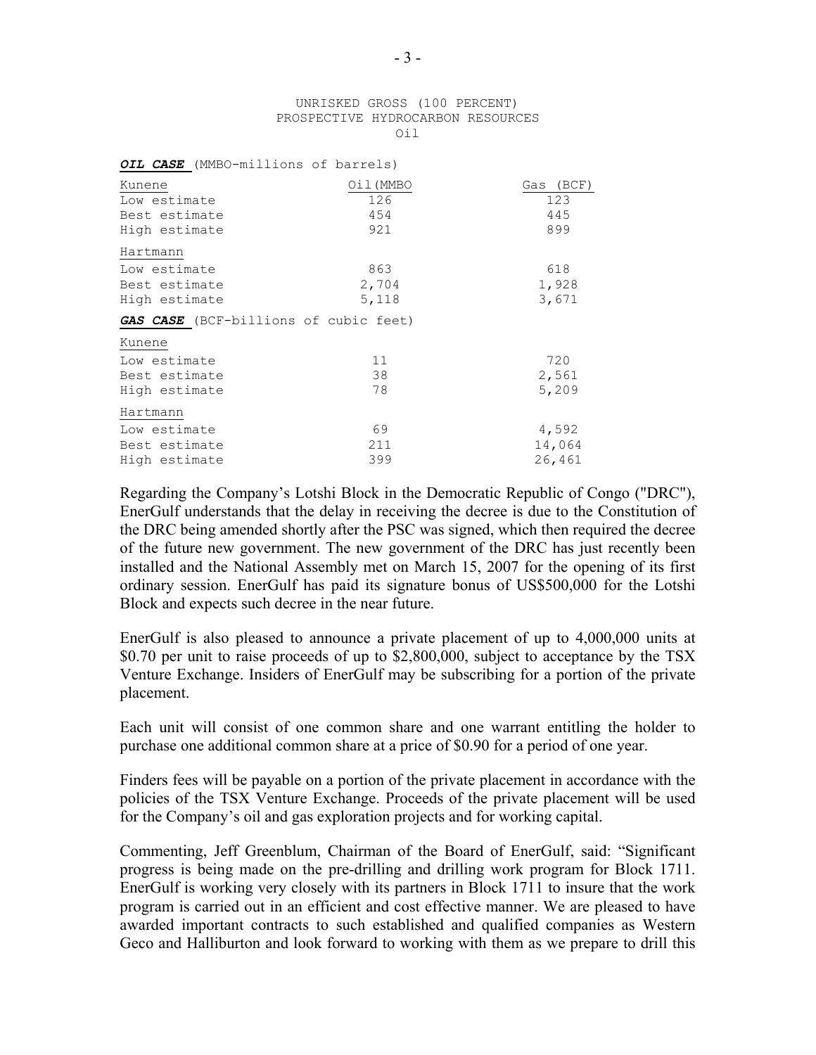UNRISKED GROSS (100 PERCENT)
PROSPECTIVE HYDROCARBON RESOURCES
Oil

| ***OIL CASE*** (MMBO-millions of barrels) | | |
|---|---|---|
| Kunene | Oil(MMBO | Gas (BCF) |
| Low estimate | 126 | 123 |
| Best estimate | 454 | 445 |
| High estimate | 921 | 899 |
| Hartmann | | |
| Low estimate | 863 | 618 |
| Best estimate | 2,704 | 1,928 |
| High estimate | 5,118 | 3,671 |
| ***GAS CASE*** (BCF-billions of cubic feet) | | |
| Kunene | | |
| Low estimate | 11 | 720 |
| Best estimate | 38 | 2,561 |
| High estimate | 78 | 5,209 |
| Hartmann | | |
| Low estimate | 69 | 4,592 |
| Best estimate | 211 | 14,064 |
| High estimate | 399 | 26,461 |

Regarding the Company's Lotshi Block in the Democratic Republic of Congo ("DRC"), EnerGulf understands that the delay in receiving the decree is due to the Constitution of the DRC being amended shortly after the PSC was signed, which then required the decree of the future new government. The new government of the DRC has just recently been installed and the National Assembly met on March 15, 2007 for the opening of its first ordinary session. EnerGulf has paid its signature bonus of US$500,000 for the Lotshi Block and expects such decree in the near future.

EnerGulf is also pleased to announce a private placement of up to 4,000,000 units at $0.70 per unit to raise proceeds of up to $2,800,000, subject to acceptance by the TSX Venture Exchange. Insiders of EnerGulf may be subscribing for a portion of the private placement.

Each unit will consist of one common share and one warrant entitling the holder to purchase one additional common share at a price of $0.90 for a period of one year.

Finders fees will be payable on a portion of the private placement in accordance with the policies of the TSX Venture Exchange. Proceeds of the private placement will be used for the Company's oil and gas exploration projects and for working capital.

Commenting, Jeff Greenblum, Chairman of the Board of EnerGulf, said: "Significant progress is being made on the pre-drilling and drilling work program for Block 1711. EnerGulf is working very closely with its partners in Block 1711 to insure that the work program is carried out in an efficient and cost effective manner. We are pleased to have awarded important contracts to such established and qualified companies as Western Geco and Halliburton and look forward to working with them as we prepare to drill this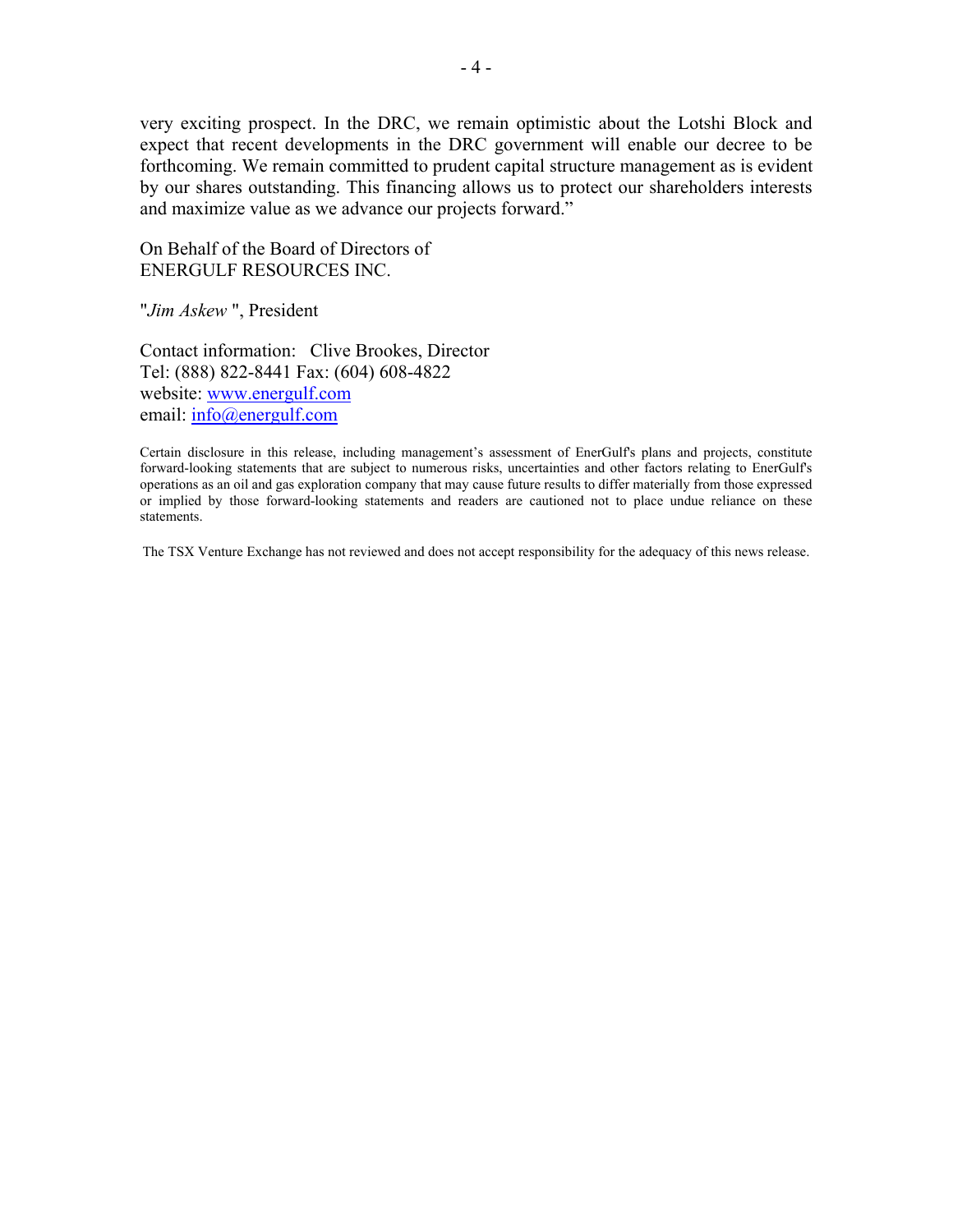very exciting prospect. In the DRC, we remain optimistic about the Lotshi Block and expect that recent developments in the DRC government will enable our decree to be forthcoming. We remain committed to prudent capital structure management as is evident by our shares outstanding. This financing allows us to protect our shareholders interests and maximize value as we advance our projects forward."

On Behalf of the Board of Directors of
ENERGULF RESOURCES INC.

"*Jim Askew* ", President

Contact information: Clive Brookes, Director
Tel: (888) 822-8441 Fax: (604) 608-4822
website: www.energulf.com
email: info@energulf.com

Certain disclosure in this release, including management's assessment of EnerGulf's plans and projects, constitute forward-looking statements that are subject to numerous risks, uncertainties and other factors relating to EnerGulf's operations as an oil and gas exploration company that may cause future results to differ materially from those expressed or implied by those forward-looking statements and readers are cautioned not to place undue reliance on these statements.

The TSX Venture Exchange has not reviewed and does not accept responsibility for the adequacy of this news release.